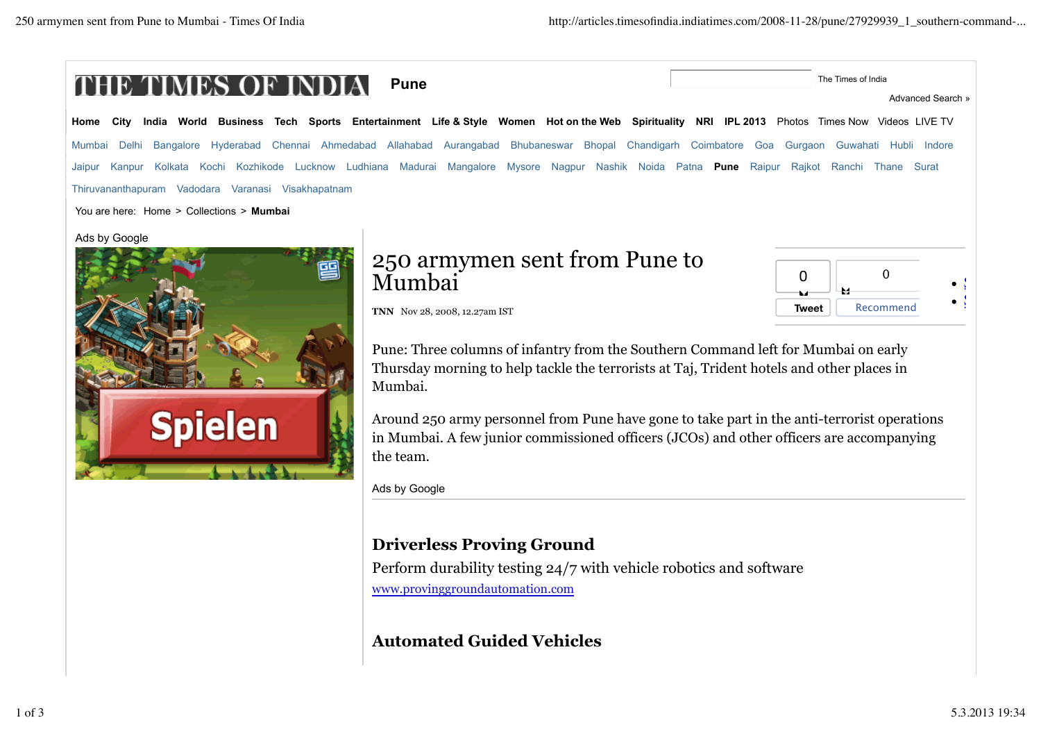THE TIMES OF INDIA **Pune**

The Times of India

Advanced Search »

Home City India World Business Tech Sports Entertainment Life & Style Women Hot on the Web Spirituality NRI IPL 2013 Photos Times Now Videos LIVE TV

Mumbai Delhi Bangalore Hyderabad Chennai Ahmedabad Allahabad Aurangabad Bhubaneswar Bhopal Chandigarh Coimbatore Goa Gurgaon Guwahati Hubli Indore Jaipur Kanpur Kolkata Kochi Kozhikode Lucknow Ludhiana Madurai Mangalore Mysore Nagpur Nashik Noida Patna **Pune** Raipur Rajkot Ranchi Thane Surat Thiruvananthapuram Vadodara Varanasi Visakhapatnam

You are here: Home > Collections > **Mumbai**

Ads by Google

Spielen

# 250 armymen sent from Pune to Mumbai

**TNN** Nov 28, 2008, 12.27am IST

0 Tweet 0 Recommend

Pune: Three columns of infantry from the Southern Command left for Mumbai on early Thursday morning to help tackle the terrorists at Taj, Trident hotels and other places in Mumbai.

Around 250 army personnel from Pune have gone to take part in the anti-terrorist operations in Mumbai. A few junior commissioned officers (JCOs) and other officers are accompanying the team.

Ads by Google

**Driverless Proving Ground**

Perform durability testing 24/7 with vehicle robotics and software

www.provinggroundautomation.com

**Automated Guided Vehicles**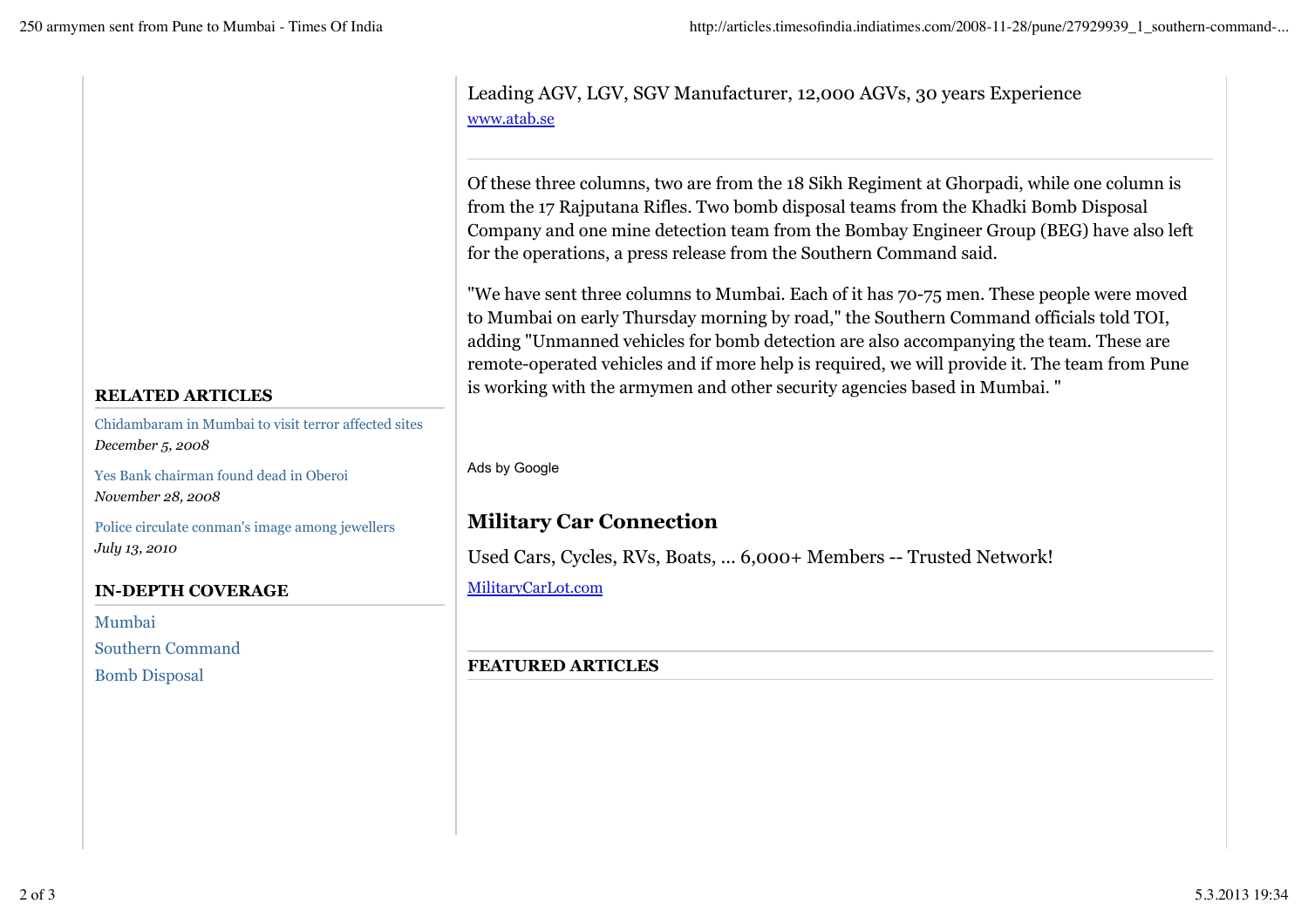Leading AGV, LGV, SGV Manufacturer, 12,000 AGVs, 30 years Experience
www.atab.se

Of these three columns, two are from the 18 Sikh Regiment at Ghorpadi, while one column is from the 17 Rajputana Rifles. Two bomb disposal teams from the Khadki Bomb Disposal Company and one mine detection team from the Bombay Engineer Group (BEG) have also left for the operations, a press release from the Southern Command said.

"We have sent three columns to Mumbai. Each of it has 70-75 men. These people were moved to Mumbai on early Thursday morning by road," the Southern Command officials told TOI, adding "Unmanned vehicles for bomb detection are also accompanying the team. These are remote-operated vehicles and if more help is required, we will provide it. The team from Pune is working with the armymen and other security agencies based in Mumbai. "

Ads by Google

## Military Car Connection

Used Cars, Cycles, RVs, Boats, ... 6,000+ Members -- Trusted Network!

MilitaryCarLot.com

**FEATURED ARTICLES**

**RELATED ARTICLES**

Chidambaram in Mumbai to visit terror affected sites
*December 5, 2008*

Yes Bank chairman found dead in Oberoi
*November 28, 2008*

Police circulate conman's image among jewellers
*July 13, 2010*

**IN-DEPTH COVERAGE**

Mumbai

Southern Command

Bomb Disposal